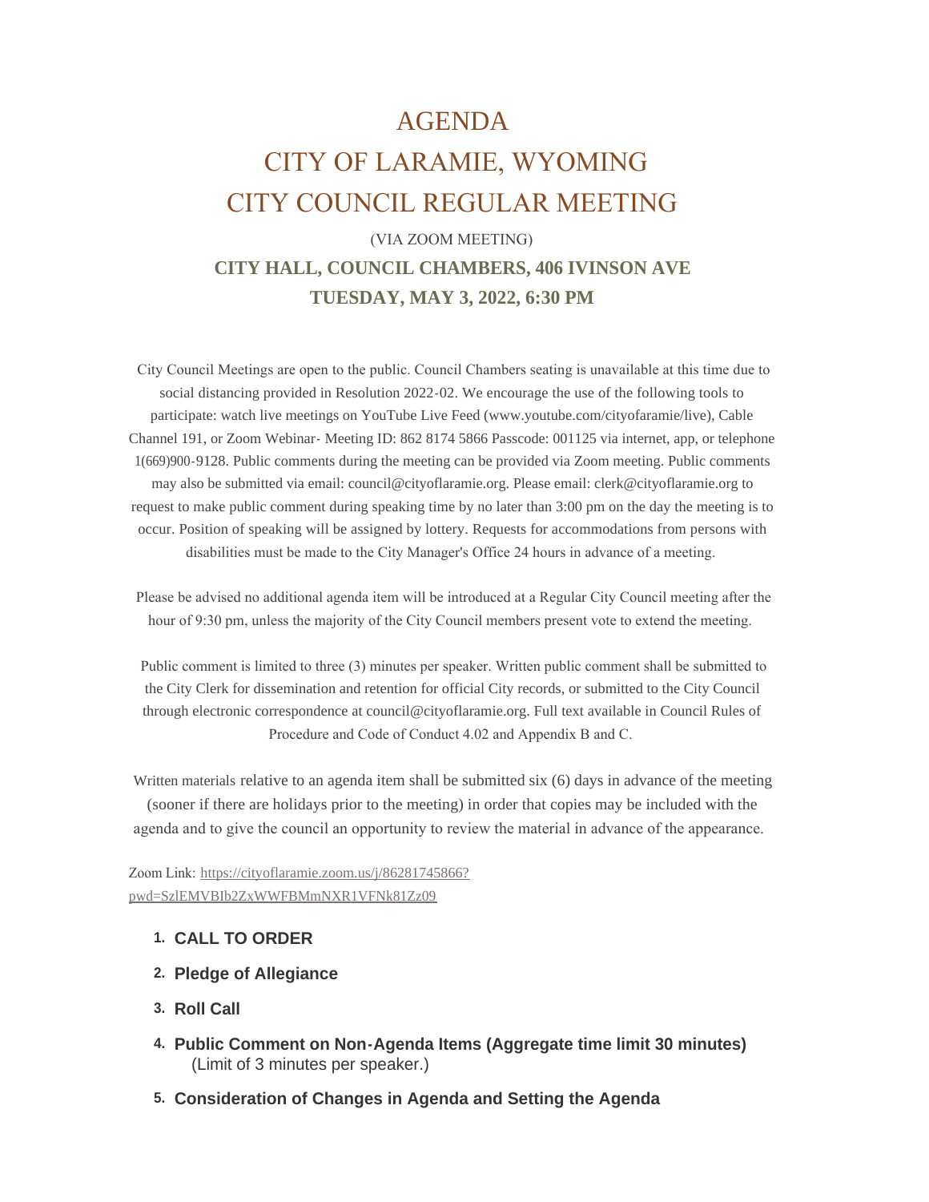# AGENDA

# CITY OF LARAMIE, WYOMING

# CITY COUNCIL REGULAR MEETING

(VIA ZOOM MEETING)

**CITY HALL, COUNCIL CHAMBERS, 406 IVINSON AVE**

**TUESDAY, MAY 3, 2022, 6:30 PM**

City Council Meetings are open to the public. Council Chambers seating is unavailable at this time due to social distancing provided in Resolution 2022-02. We encourage the use of the following tools to participate: watch live meetings on YouTube Live Feed (www.youtube.com/cityofaramie/live), Cable Channel 191, or Zoom Webinar- Meeting ID: 862 8174 5866 Passcode: 001125 via internet, app, or telephone 1(669)900-9128. Public comments during the meeting can be provided via Zoom meeting. Public comments may also be submitted via email: council@cityoflaramie.org. Please email: clerk@cityoflaramie.org to request to make public comment during speaking time by no later than 3:00 pm on the day the meeting is to occur. Position of speaking will be assigned by lottery. Requests for accommodations from persons with disabilities must be made to the City Manager's Office 24 hours in advance of a meeting.

Please be advised no additional agenda item will be introduced at a Regular City Council meeting after the hour of 9:30 pm, unless the majority of the City Council members present vote to extend the meeting.

Public comment is limited to three (3) minutes per speaker. Written public comment shall be submitted to the City Clerk for dissemination and retention for official City records, or submitted to the City Council through electronic correspondence at council@cityoflaramie.org. Full text available in Council Rules of Procedure and Code of Conduct 4.02 and Appendix B and C.

Written materials relative to an agenda item shall be submitted six (6) days in advance of the meeting (sooner if there are holidays prior to the meeting) in order that copies may be included with the agenda and to give the council an opportunity to review the material in advance of the appearance.

Zoom Link: [https://cityoflaramie.zoom.us/j/86281745866?pwd=SzlEMVBIb2ZxWWFBMmNXR1VFNk81Zz09](https://cityoflaramie.zoom.us/j/86281745866?pwd=SzlEMVBIb2ZxWWFBMmNXR1VFNk81Zz09)

1. **CALL TO ORDER**
2. **Pledge of Allegiance**
3. **Roll Call**
4. **Public Comment on Non-Agenda Items (Aggregate time limit 30 minutes)**
   (Limit of 3 minutes per speaker.)
5. **Consideration of Changes in Agenda and Setting the Agenda**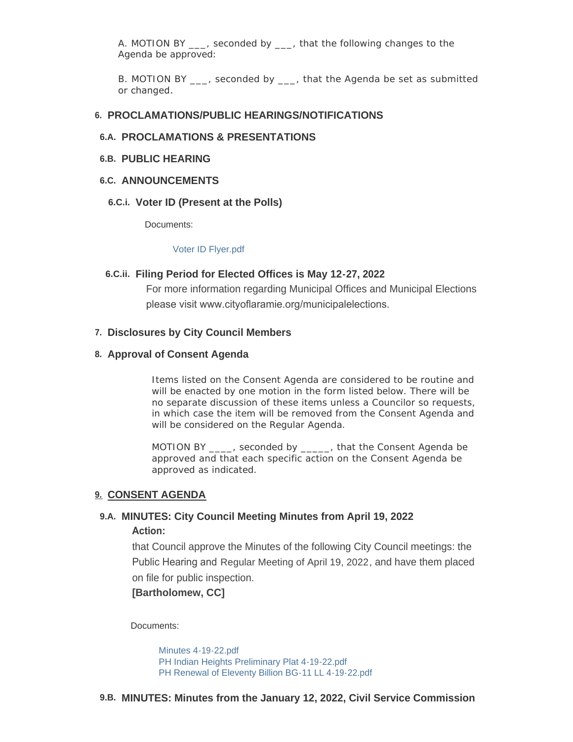A. MOTION BY ___, seconded by ___, that the following changes to the Agenda be approved:

B. MOTION BY ___, seconded by ___, that the Agenda be set as submitted or changed.

## 6. PROCLAMATIONS/PUBLIC HEARINGS/NOTIFICATIONS

### 6.A. PROCLAMATIONS & PRESENTATIONS

### 6.B. PUBLIC HEARING

### 6.C. ANNOUNCEMENTS

#### 6.C.i. Voter ID (Present at the Polls)

Documents:

Voter ID Flyer.pdf

#### 6.C.ii. Filing Period for Elected Offices is May 12-27, 2022

For more information regarding Municipal Offices and Municipal Elections please visit www.cityoflaramie.org/municipalelections.

## 7. Disclosures by City Council Members

## 8. Approval of Consent Agenda

Items listed on the Consent Agenda are considered to be routine and will be enacted by one motion in the form listed below. There will be no separate discussion of these items unless a Councilor so requests, in which case the item will be removed from the Consent Agenda and will be considered on the Regular Agenda.

MOTION BY ____, seconded by _____, that the Consent Agenda be approved and that each specific action on the Consent Agenda be approved as indicated.

## 9. CONSENT AGENDA

### 9.A. MINUTES: City Council Meeting Minutes from April 19, 2022

**Action:**

that Council approve the Minutes of the following City Council meetings: the Public Hearing and Regular Meeting of April 19, 2022, and have them placed on file for public inspection.

**[Bartholomew, CC]**

Documents:

Minutes 4-19-22.pdf
PH Indian Heights Preliminary Plat 4-19-22.pdf
PH Renewal of Eleventy Billion BG-11 LL 4-19-22.pdf

### 9.B. MINUTES: Minutes from the January 12, 2022, Civil Service Commission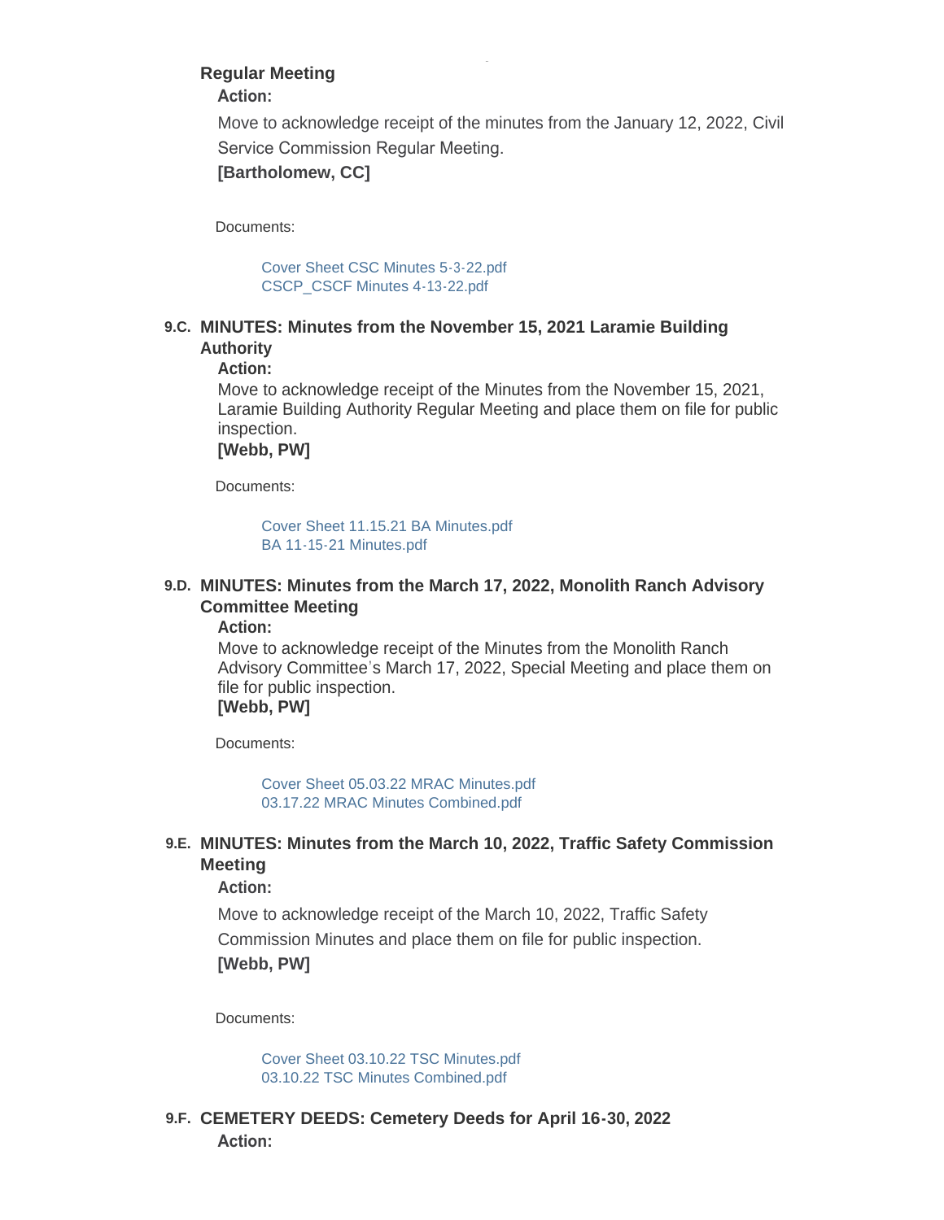**Regular Meeting**

**Action:**

Move to acknowledge receipt of the minutes from the January 12, 2022, Civil Service Commission Regular Meeting.

**[Bartholomew, CC]**

Documents:

- Cover Sheet CSC Minutes 5-3-22.pdf
- CSCP_CSCF Minutes 4-13-22.pdf

### 9.C. MINUTES: Minutes from the November 15, 2021 Laramie Building Authority

**Action:**

Move to acknowledge receipt of the Minutes from the November 15, 2021, Laramie Building Authority Regular Meeting and place them on file for public inspection.

**[Webb, PW]**

Documents:

- Cover Sheet 11.15.21 BA Minutes.pdf
- BA 11-15-21 Minutes.pdf

### 9.D. MINUTES: Minutes from the March 17, 2022, Monolith Ranch Advisory Committee Meeting

**Action:**

Move to acknowledge receipt of the Minutes from the Monolith Ranch Advisory Committee's March 17, 2022, Special Meeting and place them on file for public inspection.

**[Webb, PW]**

Documents:

- Cover Sheet 05.03.22 MRAC Minutes.pdf
- 03.17.22 MRAC Minutes Combined.pdf

### 9.E. MINUTES: Minutes from the March 10, 2022, Traffic Safety Commission Meeting

**Action:**

Move to acknowledge receipt of the March 10, 2022, Traffic Safety Commission Minutes and place them on file for public inspection.

**[Webb, PW]**

Documents:

- Cover Sheet 03.10.22 TSC Minutes.pdf
- 03.10.22 TSC Minutes Combined.pdf

### 9.F. CEMETERY DEEDS: Cemetery Deeds for April 16-30, 2022

**Action:**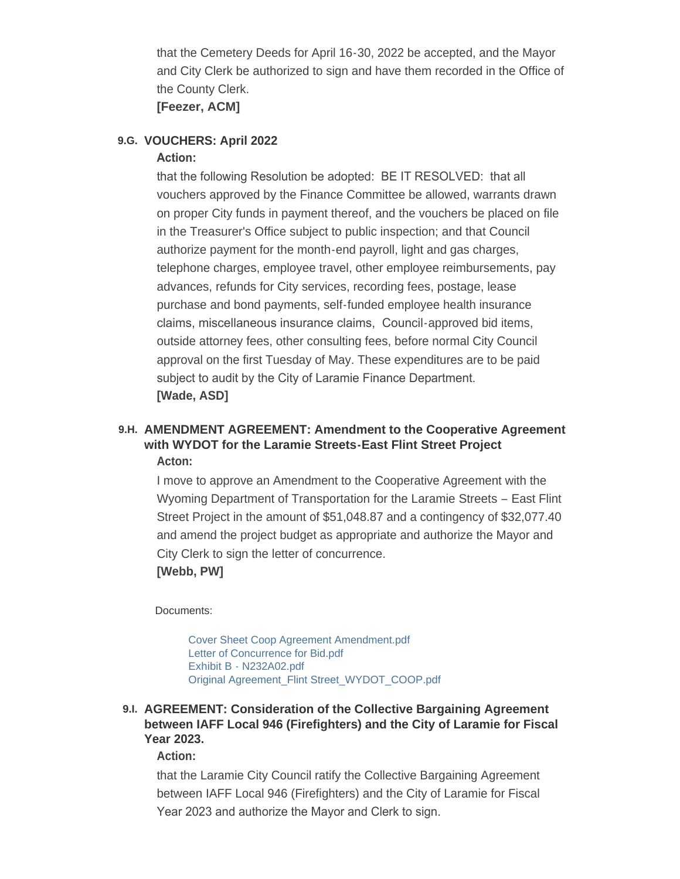that the Cemetery Deeds for April 16-30, 2022 be accepted, and the Mayor and City Clerk be authorized to sign and have them recorded in the Office of the County Clerk.

**[Feezer, ACM]**

### 9.G. VOUCHERS: April 2022

**Action:**

that the following Resolution be adopted: BE IT RESOLVED: that all vouchers approved by the Finance Committee be allowed, warrants drawn on proper City funds in payment thereof, and the vouchers be placed on file in the Treasurer's Office subject to public inspection; and that Council authorize payment for the month-end payroll, light and gas charges, telephone charges, employee travel, other employee reimbursements, pay advances, refunds for City services, recording fees, postage, lease purchase and bond payments, self-funded employee health insurance claims, miscellaneous insurance claims, Council-approved bid items, outside attorney fees, other consulting fees, before normal City Council approval on the first Tuesday of May. These expenditures are to be paid subject to audit by the City of Laramie Finance Department.

**[Wade, ASD]**

### 9.H. AMENDMENT AGREEMENT: Amendment to the Cooperative Agreement with WYDOT for the Laramie Streets-East Flint Street Project

**Acton:**

I move to approve an Amendment to the Cooperative Agreement with the Wyoming Department of Transportation for the Laramie Streets – East Flint Street Project in the amount of $51,048.87 and a contingency of $32,077.40 and amend the project budget as appropriate and authorize the Mayor and City Clerk to sign the letter of concurrence.

**[Webb, PW]**

Documents:

- Cover Sheet Coop Agreement Amendment.pdf
- Letter of Concurrence for Bid.pdf
- Exhibit B - N232A02.pdf
- Original Agreement_Flint Street_WYDOT_COOP.pdf

### 9.I. AGREEMENT: Consideration of the Collective Bargaining Agreement between IAFF Local 946 (Firefighters) and the City of Laramie for Fiscal Year 2023.

**Action:**

that the Laramie City Council ratify the Collective Bargaining Agreement between IAFF Local 946 (Firefighters) and the City of Laramie for Fiscal Year 2023 and authorize the Mayor and Clerk to sign.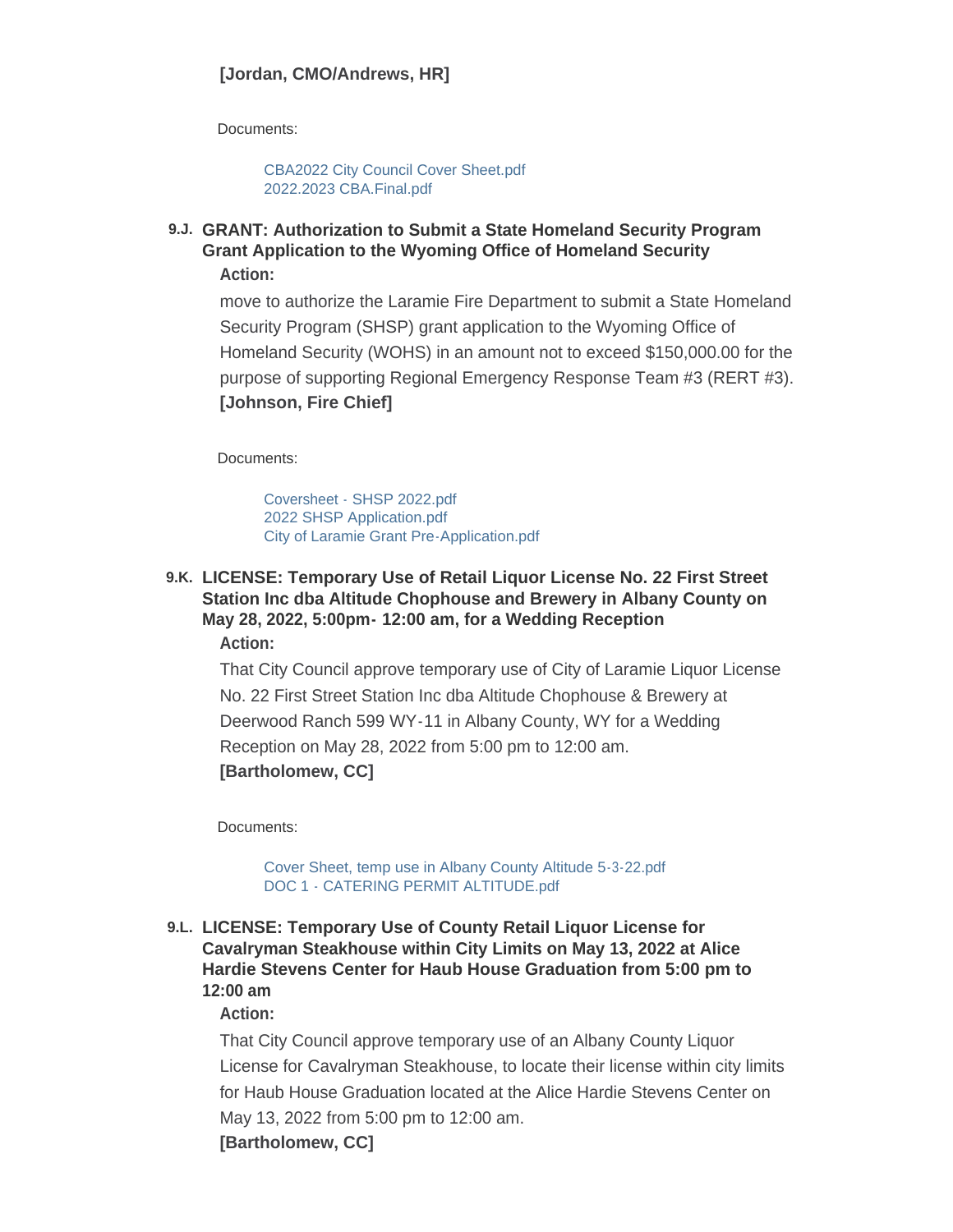**[Jordan, CMO/Andrews, HR]**

Documents:

CBA2022 City Council Cover Sheet.pdf
2022.2023 CBA.Final.pdf

### 9.J. GRANT: Authorization to Submit a State Homeland Security Program Grant Application to the Wyoming Office of Homeland Security

**Action:**

move to authorize the Laramie Fire Department to submit a State Homeland Security Program (SHSP) grant application to the Wyoming Office of Homeland Security (WOHS) in an amount not to exceed $150,000.00 for the purpose of supporting Regional Emergency Response Team #3 (RERT #3).
**[Johnson, Fire Chief]**

Documents:

Coversheet - SHSP 2022.pdf
2022 SHSP Application.pdf
City of Laramie Grant Pre-Application.pdf

### 9.K. LICENSE: Temporary Use of Retail Liquor License No. 22 First Street Station Inc dba Altitude Chophouse and Brewery in Albany County on May 28, 2022, 5:00pm- 12:00 am, for a Wedding Reception

**Action:**

That City Council approve temporary use of City of Laramie Liquor License No. 22 First Street Station Inc dba Altitude Chophouse & Brewery at Deerwood Ranch 599 WY-11 in Albany County, WY for a Wedding Reception on May 28, 2022 from 5:00 pm to 12:00 am.
**[Bartholomew, CC]**

Documents:

Cover Sheet, temp use in Albany County Altitude 5-3-22.pdf
DOC 1 - CATERING PERMIT ALTITUDE.pdf

### 9.L. LICENSE: Temporary Use of County Retail Liquor License for Cavalryman Steakhouse within City Limits on May 13, 2022 at Alice Hardie Stevens Center for Haub House Graduation from 5:00 pm to 12:00 am

**Action:**

That City Council approve temporary use of an Albany County Liquor License for Cavalryman Steakhouse, to locate their license within city limits for Haub House Graduation located at the Alice Hardie Stevens Center on May 13, 2022 from 5:00 pm to 12:00 am.
**[Bartholomew, CC]**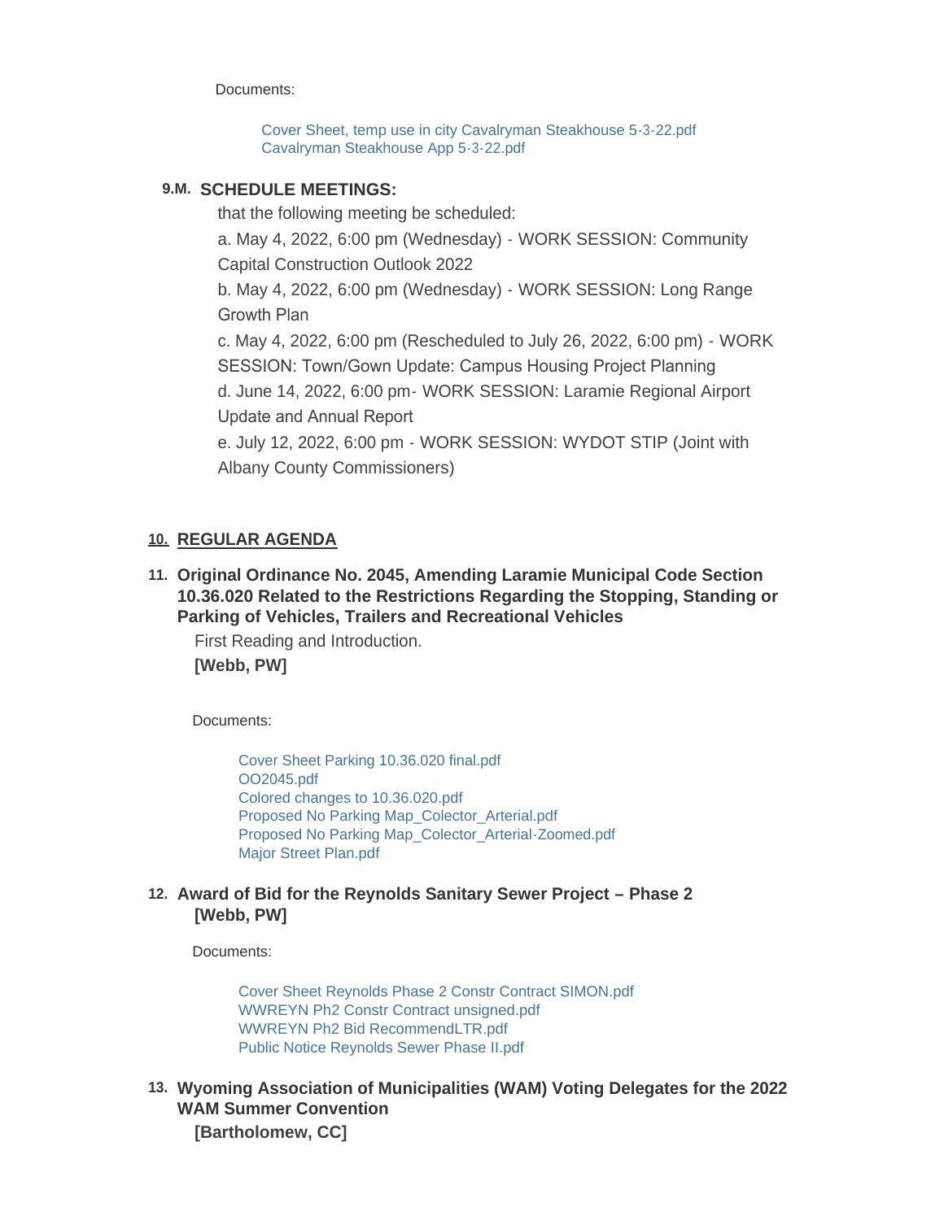Documents:

Cover Sheet, temp use in city Cavalryman Steakhouse 5-3-22.pdf
Cavalryman Steakhouse App 5-3-22.pdf

### 9.M. SCHEDULE MEETINGS:

that the following meeting be scheduled:

a. May 4, 2022, 6:00 pm (Wednesday) - WORK SESSION: Community Capital Construction Outlook 2022

b. May 4, 2022, 6:00 pm (Wednesday) - WORK SESSION: Long Range Growth Plan

c. May 4, 2022, 6:00 pm (Rescheduled to July 26, 2022, 6:00 pm) - WORK SESSION: Town/Gown Update: Campus Housing Project Planning

d. June 14, 2022, 6:00 pm- WORK SESSION: Laramie Regional Airport Update and Annual Report

e. July 12, 2022, 6:00 pm - WORK SESSION: WYDOT STIP (Joint with Albany County Commissioners)

## 10. REGULAR AGENDA

### 11. Original Ordinance No. 2045, Amending Laramie Municipal Code Section 10.36.020 Related to the Restrictions Regarding the Stopping, Standing or Parking of Vehicles, Trailers and Recreational Vehicles

First Reading and Introduction.

**[Webb, PW]**

Documents:

Cover Sheet Parking 10.36.020 final.pdf
OO2045.pdf
Colored changes to 10.36.020.pdf
Proposed No Parking Map_Colector_Arterial.pdf
Proposed No Parking Map_Colector_Arterial-Zoomed.pdf
Major Street Plan.pdf

### 12. Award of Bid for the Reynolds Sanitary Sewer Project – Phase 2

**[Webb, PW]**

Documents:

Cover Sheet Reynolds Phase 2 Constr Contract SIMON.pdf
WWREYN Ph2 Constr Contract unsigned.pdf
WWREYN Ph2 Bid RecommendLTR.pdf
Public Notice Reynolds Sewer Phase II.pdf

### 13. Wyoming Association of Municipalities (WAM) Voting Delegates for the 2022 WAM Summer Convention

**[Bartholomew, CC]**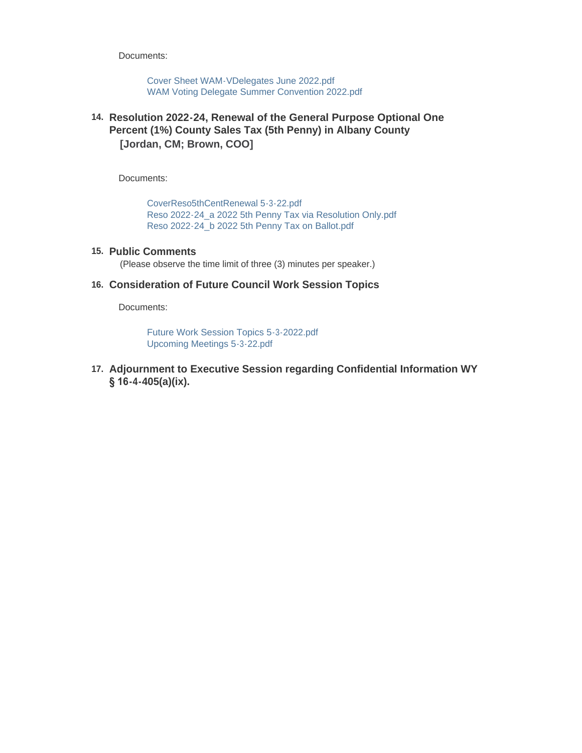Documents:

- Cover Sheet WAM-VDelegates June 2022.pdf
- WAM Voting Delegate Summer Convention 2022.pdf

### 14. Resolution 2022-24, Renewal of the General Purpose Optional One Percent (1%) County Sales Tax (5th Penny) in Albany County [Jordan, CM; Brown, COO]

Documents:

- CoverReso5thCentRenewal 5-3-22.pdf
- Reso 2022-24_a 2022 5th Penny Tax via Resolution Only.pdf
- Reso 2022-24_b 2022 5th Penny Tax on Ballot.pdf

### 15. Public Comments

(Please observe the time limit of three (3) minutes per speaker.)

### 16. Consideration of Future Council Work Session Topics

Documents:

- Future Work Session Topics 5-3-2022.pdf
- Upcoming Meetings 5-3-22.pdf

### 17. Adjournment to Executive Session regarding Confidential Information WY § 16-4-405(a)(ix).